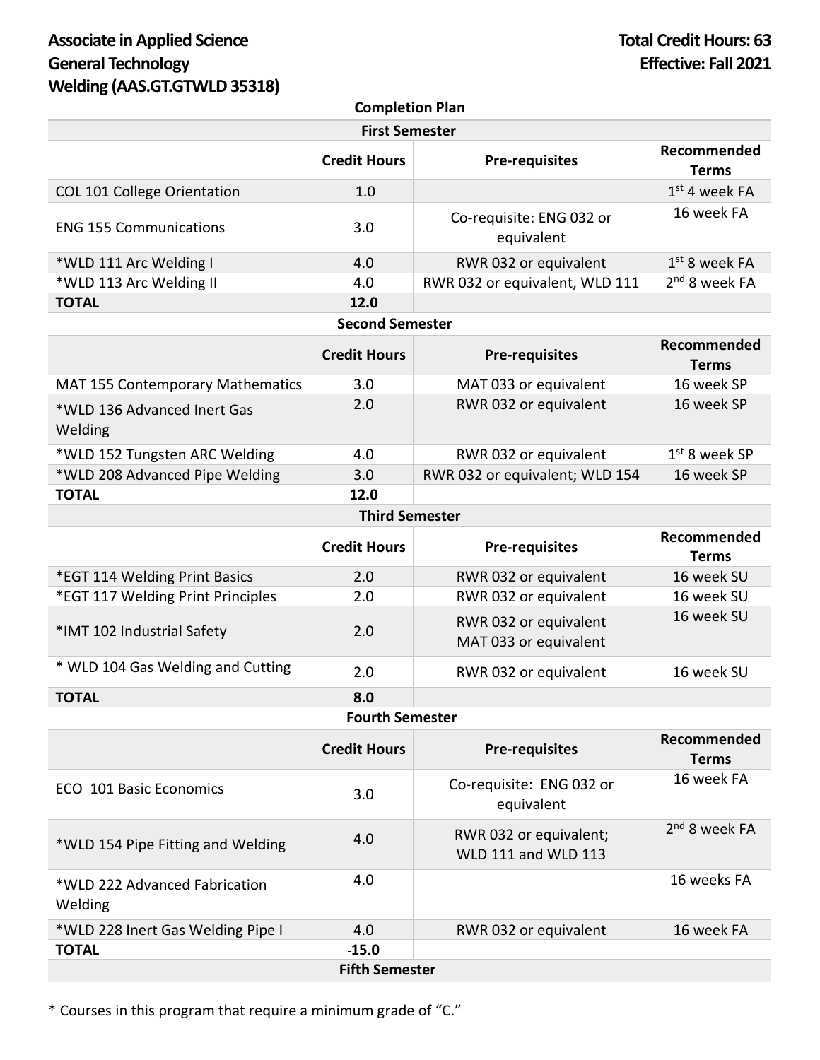**Associate in Applied Science**
**General Technology**
**Welding (AAS.GT.GTWLD 35318)**

**Total Credit Hours: 63**
**Effective: Fall 2021**

**Completion Plan**

**First Semester**

| | Credit Hours | Pre-requisites | Recommended Terms |
|---|---|---|---|
| COL 101 College Orientation | 1.0 | | 1st 4 week FA |
| ENG 155 Communications | 3.0 | Co-requisite: ENG 032 or equivalent | 16 week FA |
| *WLD 111 Arc Welding I | 4.0 | RWR 032 or equivalent | 1st 8 week FA |
| *WLD 113 Arc Welding II | 4.0 | RWR 032 or equivalent, WLD 111 | 2nd 8 week FA |
| **TOTAL** | **12.0** | | |

**Second Semester**

| | Credit Hours | Pre-requisites | Recommended Terms |
|---|---|---|---|
| MAT 155 Contemporary Mathematics | 3.0 | MAT 033 or equivalent | 16 week SP |
| *WLD 136 Advanced Inert Gas Welding | 2.0 | RWR 032 or equivalent | 16 week SP |
| *WLD 152 Tungsten ARC Welding | 4.0 | RWR 032 or equivalent | 1st 8 week SP |
| *WLD 208 Advanced Pipe Welding | 3.0 | RWR 032 or equivalent; WLD 154 | 16 week SP |
| **TOTAL** | **12.0** | | |

**Third Semester**

| | Credit Hours | Pre-requisites | Recommended Terms |
|---|---|---|---|
| *EGT 114 Welding Print Basics | 2.0 | RWR 032 or equivalent | 16 week SU |
| *EGT 117 Welding Print Principles | 2.0 | RWR 032 or equivalent | 16 week SU |
| *IMT 102 Industrial Safety | 2.0 | RWR 032 or equivalent MAT 033 or equivalent | 16 week SU |
| * WLD 104 Gas Welding and Cutting | 2.0 | RWR 032 or equivalent | 16 week SU |
| **TOTAL** | **8.0** | | |

**Fourth Semester**

| | Credit Hours | Pre-requisites | Recommended Terms |
|---|---|---|---|
| ECO 101 Basic Economics | 3.0 | Co-requisite: ENG 032 or equivalent | 16 week FA |
| *WLD 154 Pipe Fitting and Welding | 4.0 | RWR 032 or equivalent; WLD 111 and WLD 113 | 2nd 8 week FA |
| *WLD 222 Advanced Fabrication Welding | 4.0 | | 16 weeks FA |
| *WLD 228 Inert Gas Welding Pipe I | 4.0 | RWR 032 or equivalent | 16 week FA |
| **TOTAL** | **-15.0** | | |

**Fifth Semester**

* Courses in this program that require a minimum grade of "C."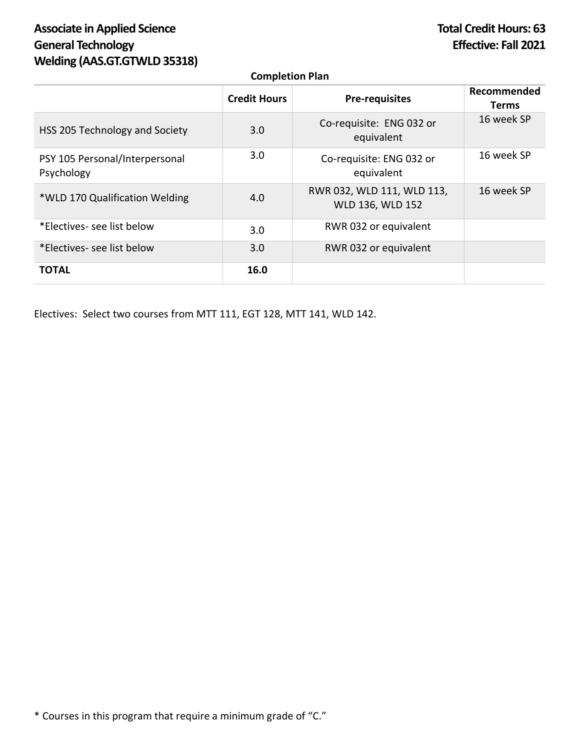**Associate in Applied Science**
**General Technology**
**Welding (AAS.GT.GTWLD 35318)**

**Total Credit Hours: 63**
**Effective: Fall 2021**

**Completion Plan**

| | Credit Hours | Pre-requisites | Recommended Terms |
|---|---|---|---|
| HSS 205 Technology and Society | 3.0 | Co-requisite: ENG 032 or equivalent | 16 week SP |
| PSY 105 Personal/Interpersonal Psychology | 3.0 | Co-requisite: ENG 032 or equivalent | 16 week SP |
| *WLD 170 Qualification Welding | 4.0 | RWR 032, WLD 111, WLD 113, WLD 136, WLD 152 | 16 week SP |
| *Electives- see list below | 3.0 | RWR 032 or equivalent | |
| *Electives- see list below | 3.0 | RWR 032 or equivalent | |
| **TOTAL** | **16.0** | | |

Electives: Select two courses from MTT 111, EGT 128, MTT 141, WLD 142.

* Courses in this program that require a minimum grade of "C."